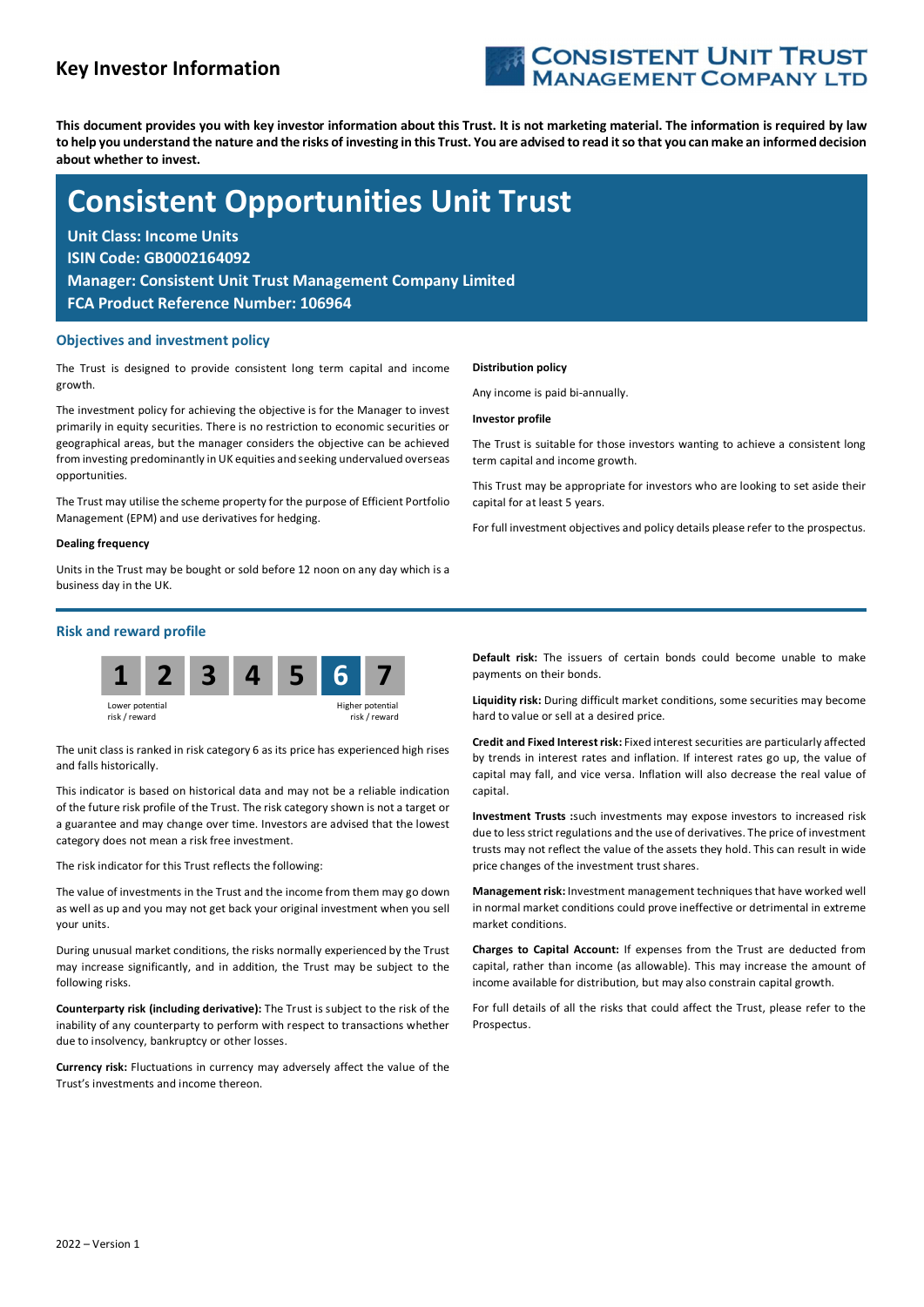# Key Investor Information

CONSISTENT UNIT TRUST MANAGEMENT COMPANY LTD

**This document provides you with key investor information about this Trust. It is not marketing material. The information is required by law to help you understand the nature and the risks of investing in this Trust. You are advised to read it so that you can make an informed decision about whether to invest.**

# Consistent Opportunities Unit Trust

**Unit Class: Income Units**
**ISIN Code: GB0002164092**
**Manager: Consistent Unit Trust Management Company Limited**
**FCA Product Reference Number: 106964**

## Objectives and investment policy

The Trust is designed to provide consistent long term capital and income growth.

The investment policy for achieving the objective is for the Manager to invest primarily in equity securities. There is no restriction to economic securities or geographical areas, but the manager considers the objective can be achieved from investing predominantly in UK equities and seeking undervalued overseas opportunities.

The Trust may utilise the scheme property for the purpose of Efficient Portfolio Management (EPM) and use derivatives for hedging.

**Dealing frequency**

Units in the Trust may be bought or sold before 12 noon on any day which is a business day in the UK.

**Distribution policy**

Any income is paid bi-annually.

**Investor profile**

The Trust is suitable for those investors wanting to achieve a consistent long term capital and income growth.

This Trust may be appropriate for investors who are looking to set aside their capital for at least 5 years.

For full investment objectives and policy details please refer to the prospectus.

## Risk and reward profile

| 1 | 2 | 3 | 4 | 5 | **6** | 7 |
|---|---|---|---|---|---|---|

Lower potential risk / reward — Higher potential risk / reward

The unit class is ranked in risk category 6 as its price has experienced high rises and falls historically.

This indicator is based on historical data and may not be a reliable indication of the future risk profile of the Trust. The risk category shown is not a target or a guarantee and may change over time. Investors are advised that the lowest category does not mean a risk free investment.

The risk indicator for this Trust reflects the following:

The value of investments in the Trust and the income from them may go down as well as up and you may not get back your original investment when you sell your units.

During unusual market conditions, the risks normally experienced by the Trust may increase significantly, and in addition, the Trust may be subject to the following risks.

**Counterparty risk (including derivative):** The Trust is subject to the risk of the inability of any counterparty to perform with respect to transactions whether due to insolvency, bankruptcy or other losses.

**Currency risk:** Fluctuations in currency may adversely affect the value of the Trust's investments and income thereon.

**Default risk:** The issuers of certain bonds could become unable to make payments on their bonds.

**Liquidity risk:** During difficult market conditions, some securities may become hard to value or sell at a desired price.

**Credit and Fixed Interest risk:** Fixed interest securities are particularly affected by trends in interest rates and inflation. If interest rates go up, the value of capital may fall, and vice versa. Inflation will also decrease the real value of capital.

**Investment Trusts :**such investments may expose investors to increased risk due to less strict regulations and the use of derivatives. The price of investment trusts may not reflect the value of the assets they hold. This can result in wide price changes of the investment trust shares.

**Management risk:** Investment management techniques that have worked well in normal market conditions could prove ineffective or detrimental in extreme market conditions.

**Charges to Capital Account:** If expenses from the Trust are deducted from capital, rather than income (as allowable). This may increase the amount of income available for distribution, but may also constrain capital growth.

For full details of all the risks that could affect the Trust, please refer to the Prospectus.

2022 – Version 1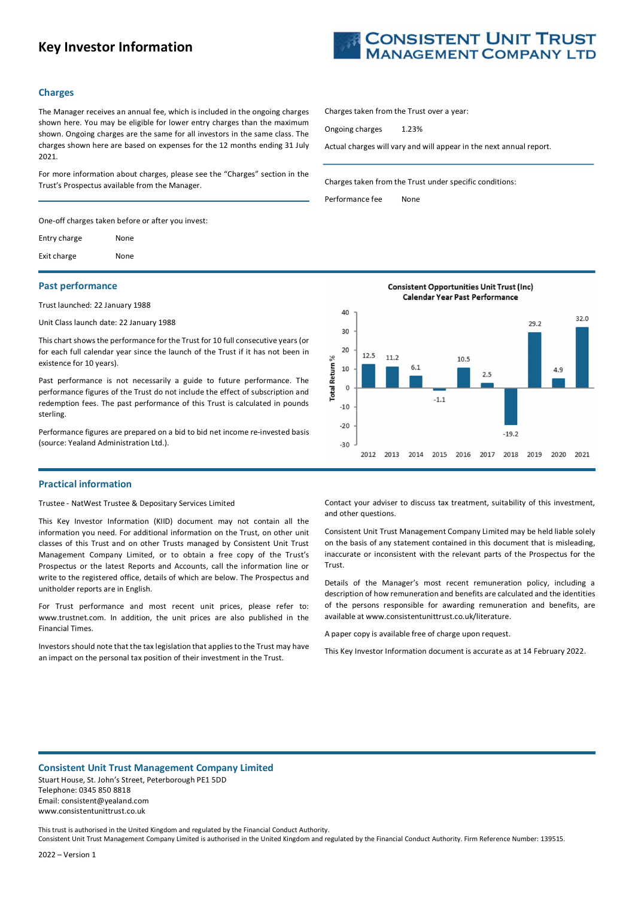# Key Investor Information

CONSISTENT UNIT TRUST MANAGEMENT COMPANY LTD

## Charges

The Manager receives an annual fee, which is included in the ongoing charges shown here. You may be eligible for lower entry charges than the maximum shown. Ongoing charges are the same for all investors in the same class. The charges shown here are based on expenses for the 12 months ending 31 July 2021.

For more information about charges, please see the "Charges" section in the Trust's Prospectus available from the Manager.

One-off charges taken before or after you invest:

| | |
|---|---|
| Entry charge | None |
| Exit charge | None |

Charges taken from the Trust over a year:

| | |
|---|---|
| Ongoing charges | 1.23% |

Actual charges will vary and will appear in the next annual report.

Charges taken from the Trust under specific conditions:

| | |
|---|---|
| Performance fee | None |

## Past performance

Trust launched: 22 January 1988

Unit Class launch date: 22 January 1988

This chart shows the performance for the Trust for 10 full consecutive years (or for each full calendar year since the launch of the Trust if it has not been in existence for 10 years).

Past performance is not necessarily a guide to future performance. The performance figures of the Trust do not include the effect of subscription and redemption fees. The past performance of this Trust is calculated in pounds sterling.

Performance figures are prepared on a bid to bid net income re-invested basis (source: Yealand Administration Ltd.).

Consistent Opportunities Unit Trust (Inc)
Calendar Year Past Performance

Total Return %

40
30
20
10
0
-10
-20
-30

12.5
11.2
6.1
-1.1
10.5
2.5
-19.2
29.2
4.9
32.0

2012 2013 2014 2015 2016 2017 2018 2019 2020 2021

## Practical information

Trustee - NatWest Trustee & Depositary Services Limited

This Key Investor Information (KIID) document may not contain all the information you need. For additional information on the Trust, on other unit classes of this Trust and on other Trusts managed by Consistent Unit Trust Management Company Limited, or to obtain a free copy of the Trust's Prospectus or the latest Reports and Accounts, call the information line or write to the registered office, details of which are below. The Prospectus and unitholder reports are in English.

For Trust performance and most recent unit prices, please refer to: www.trustnet.com. In addition, the unit prices are also published in the Financial Times.

Investors should note that the tax legislation that applies to the Trust may have an impact on the personal tax position of their investment in the Trust.

Contact your adviser to discuss tax treatment, suitability of this investment, and other questions.

Consistent Unit Trust Management Company Limited may be held liable solely on the basis of any statement contained in this document that is misleading, inaccurate or inconsistent with the relevant parts of the Prospectus for the Trust.

Details of the Manager's most recent remuneration policy, including a description of how remuneration and benefits are calculated and the identities of the persons responsible for awarding remuneration and benefits, are available at www.consistentunittrust.co.uk/literature.

A paper copy is available free of charge upon request.

This Key Investor Information document is accurate as at 14 February 2022.

**Consistent Unit Trust Management Company Limited**
Stuart House, St. John's Street, Peterborough PE1 5DD
Telephone: 0345 850 8818
Email: consistent@yealand.com
www.consistentunittrust.co.uk

This trust is authorised in the United Kingdom and regulated by the Financial Conduct Authority.
Consistent Unit Trust Management Company Limited is authorised in the United Kingdom and regulated by the Financial Conduct Authority. Firm Reference Number: 139515.

2022 – Version 1